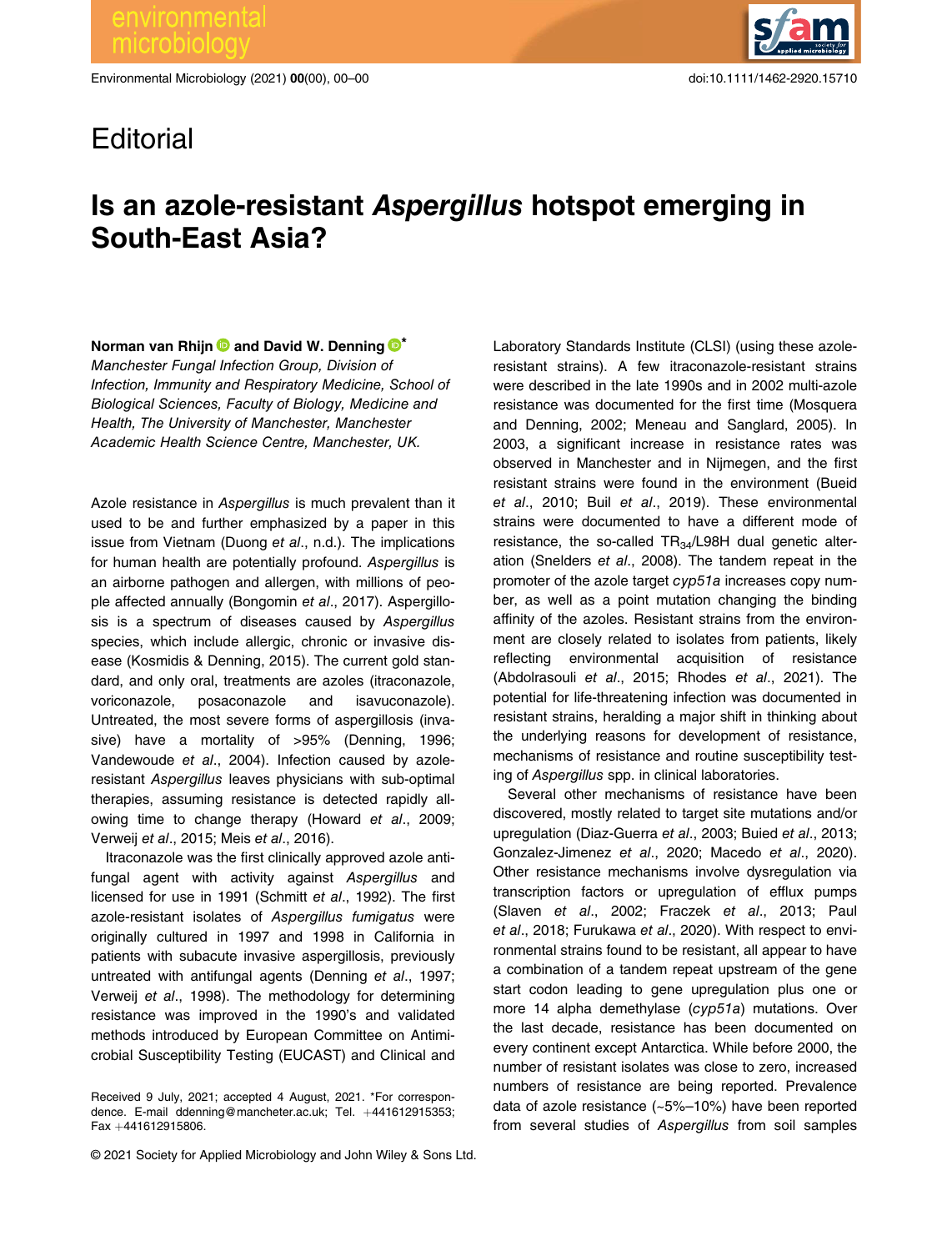Editorial

# Is an azole-resistant *Aspergillus* hotspot emerging in South-East Asia?

**Norman van Rhijn and David W. Denning***
*Manchester Fungal Infection Group, Division of Infection, Immunity and Respiratory Medicine, School of Biological Sciences, Faculty of Biology, Medicine and Health, The University of Manchester, Manchester Academic Health Science Centre, Manchester, UK.*

Azole resistance in *Aspergillus* is much prevalent than it used to be and further emphasized by a paper in this issue from Vietnam (Duong *et al*., n.d.). The implications for human health are potentially profound. *Aspergillus* is an airborne pathogen and allergen, with millions of people affected annually (Bongomin *et al*., 2017). Aspergillosis is a spectrum of diseases caused by *Aspergillus* species, which include allergic, chronic or invasive disease (Kosmidis & Denning, 2015). The current gold standard, and only oral, treatments are azoles (itraconazole, voriconazole, posaconazole and isavuconazole). Untreated, the most severe forms of aspergillosis (invasive) have a mortality of >95% (Denning, 1996; Vandewoude *et al*., 2004). Infection caused by azole-resistant *Aspergillus* leaves physicians with sub-optimal therapies, assuming resistance is detected rapidly allowing time to change therapy (Howard *et al*., 2009; Verweij *et al*., 2015; Meis *et al*., 2016).

Itraconazole was the first clinically approved azole antifungal agent with activity against *Aspergillus* and licensed for use in 1991 (Schmitt *et al*., 1992). The first azole-resistant isolates of *Aspergillus fumigatus* were originally cultured in 1997 and 1998 in California in patients with subacute invasive aspergillosis, previously untreated with antifungal agents (Denning *et al*., 1997; Verweij *et al*., 1998). The methodology for determining resistance was improved in the 1990's and validated methods introduced by European Committee on Antimicrobial Susceptibility Testing (EUCAST) and Clinical and Laboratory Standards Institute (CLSI) (using these azole-resistant strains). A few itraconazole-resistant strains were described in the late 1990s and in 2002 multi-azole resistance was documented for the first time (Mosquera and Denning, 2002; Meneau and Sanglard, 2005). In 2003, a significant increase in resistance rates was observed in Manchester and in Nijmegen, and the first resistant strains were found in the environment (Bueid *et al*., 2010; Buil *et al*., 2019). These environmental strains were documented to have a different mode of resistance, the so-called $TR_{34}$/L98H dual genetic alteration (Snelders *et al*., 2008). The tandem repeat in the promoter of the azole target *cyp51a* increases copy number, as well as a point mutation changing the binding affinity of the azoles. Resistant strains from the environment are closely related to isolates from patients, likely reflecting environmental acquisition of resistance (Abdolrasouli *et al*., 2015; Rhodes *et al*., 2021). The potential for life-threatening infection was documented in resistant strains, heralding a major shift in thinking about the underlying reasons for development of resistance, mechanisms of resistance and routine susceptibility testing of *Aspergillus* spp. in clinical laboratories.

Several other mechanisms of resistance have been discovered, mostly related to target site mutations and/or upregulation (Diaz-Guerra *et al*., 2003; Buied *et al*., 2013; Gonzalez-Jimenez *et al*., 2020; Macedo *et al*., 2020). Other resistance mechanisms involve dysregulation via transcription factors or upregulation of efflux pumps (Slaven *et al*., 2002; Fraczek *et al*., 2013; Paul *et al*., 2018; Furukawa *et al*., 2020). With respect to environmental strains found to be resistant, all appear to have a combination of a tandem repeat upstream of the gene start codon leading to gene upregulation plus one or more 14 alpha demethylase (*cyp51a*) mutations. Over the last decade, resistance has been documented on every continent except Antarctica. While before 2000, the number of resistant isolates was close to zero, increased numbers of resistance are being reported. Prevalence data of azole resistance (~5%–10%) have been reported from several studies of *Aspergillus* from soil samples

Received 9 July, 2021; accepted 4 August, 2021. *For correspondence. E-mail ddenning@mancheter.ac.uk; Tel. +441612915353; Fax +441612915806.

© 2021 Society for Applied Microbiology and John Wiley & Sons Ltd.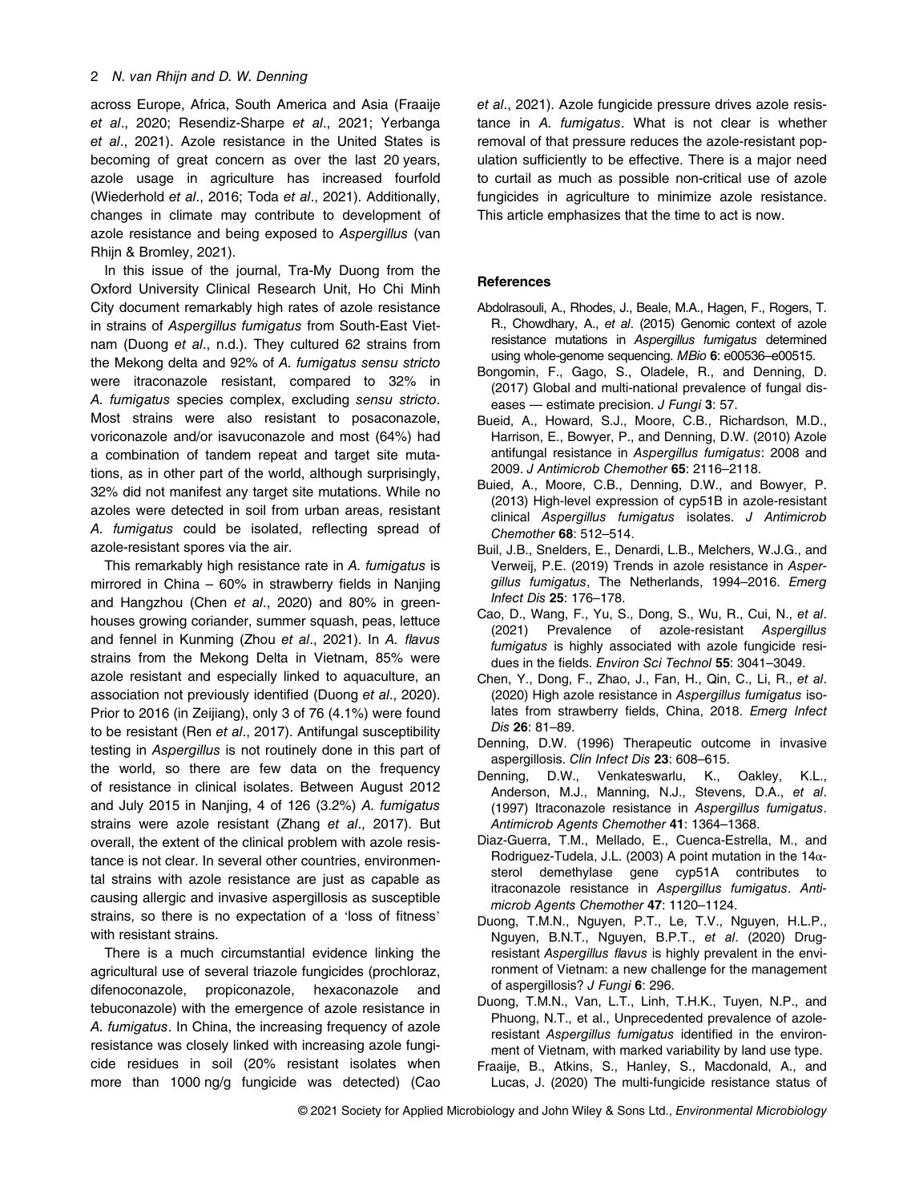across Europe, Africa, South America and Asia (Fraaije *et al*., 2020; Resendiz-Sharpe *et al*., 2021; Yerbanga *et al*., 2021). Azole resistance in the United States is becoming of great concern as over the last 20 years, azole usage in agriculture has increased fourfold (Wiederhold *et al*., 2016; Toda *et al*., 2021). Additionally, changes in climate may contribute to development of azole resistance and being exposed to *Aspergillus* (van Rhijn & Bromley, 2021).

In this issue of the journal, Tra-My Duong from the Oxford University Clinical Research Unit, Ho Chi Minh City document remarkably high rates of azole resistance in strains of *Aspergillus fumigatus* from South-East Vietnam (Duong *et al*., n.d.). They cultured 62 strains from the Mekong delta and 92% of *A. fumigatus sensu stricto* were itraconazole resistant, compared to 32% in *A. fumigatus* species complex, excluding *sensu stricto*. Most strains were also resistant to posaconazole, voriconazole and/or isavuconazole and most (64%) had a combination of tandem repeat and target site mutations, as in other part of the world, although surprisingly, 32% did not manifest any target site mutations. While no azoles were detected in soil from urban areas, resistant *A. fumigatus* could be isolated, reflecting spread of azole-resistant spores via the air.

This remarkably high resistance rate in *A. fumigatus* is mirrored in China – 60% in strawberry fields in Nanjing and Hangzhou (Chen *et al*., 2020) and 80% in greenhouses growing coriander, summer squash, peas, lettuce and fennel in Kunming (Zhou *et al*., 2021). In *A. flavus* strains from the Mekong Delta in Vietnam, 85% were azole resistant and especially linked to aquaculture, an association not previously identified (Duong *et al*., 2020). Prior to 2016 (in Zeijiang), only 3 of 76 (4.1%) were found to be resistant (Ren *et al*., 2017). Antifungal susceptibility testing in *Aspergillus* is not routinely done in this part of the world, so there are few data on the frequency of resistance in clinical isolates. Between August 2012 and July 2015 in Nanjing, 4 of 126 (3.2%) *A. fumigatus* strains were azole resistant (Zhang *et al*., 2017). But overall, the extent of the clinical problem with azole resistance is not clear. In several other countries, environmental strains with azole resistance are just as capable as causing allergic and invasive aspergillosis as susceptible strains, so there is no expectation of a 'loss of fitness' with resistant strains.

There is a much circumstantial evidence linking the agricultural use of several triazole fungicides (prochloraz, difenoconazole, propiconazole, hexaconazole and tebuconazole) with the emergence of azole resistance in *A. fumigatus*. In China, the increasing frequency of azole resistance was closely linked with increasing azole fungicide residues in soil (20% resistant isolates when more than 1000 ng/g fungicide was detected) (Cao *et al*., 2021). Azole fungicide pressure drives azole resistance in *A. fumigatus*. What is not clear is whether removal of that pressure reduces the azole-resistant population sufficiently to be effective. There is a major need to curtail as much as possible non-critical use of azole fungicides in agriculture to minimize azole resistance. This article emphasizes that the time to act is now.

## References

Abdolrasouli, A., Rhodes, J., Beale, M.A., Hagen, F., Rogers, T. R., Chowdhary, A., *et al*. (2015) Genomic context of azole resistance mutations in *Aspergillus fumigatus* determined using whole-genome sequencing. *MBio* **6**: e00536–e00515.

Bongomin, F., Gago, S., Oladele, R., and Denning, D. (2017) Global and multi-national prevalence of fungal diseases — estimate precision. *J Fungi* **3**: 57.

Bueid, A., Howard, S.J., Moore, C.B., Richardson, M.D., Harrison, E., Bowyer, P., and Denning, D.W. (2010) Azole antifungal resistance in *Aspergillus fumigatus*: 2008 and 2009. *J Antimicrob Chemother* **65**: 2116–2118.

Buied, A., Moore, C.B., Denning, D.W., and Bowyer, P. (2013) High-level expression of cyp51B in azole-resistant clinical *Aspergillus fumigatus* isolates. *J Antimicrob Chemother* **68**: 512–514.

Buil, J.B., Snelders, E., Denardi, L.B., Melchers, W.J.G., and Verweij, P.E. (2019) Trends in azole resistance in *Aspergillus fumigatus*, The Netherlands, 1994–2016. *Emerg Infect Dis* **25**: 176–178.

Cao, D., Wang, F., Yu, S., Dong, S., Wu, R., Cui, N., *et al*. (2021) Prevalence of azole-resistant *Aspergillus fumigatus* is highly associated with azole fungicide residues in the fields. *Environ Sci Technol* **55**: 3041–3049.

Chen, Y., Dong, F., Zhao, J., Fan, H., Qin, C., Li, R., *et al*. (2020) High azole resistance in *Aspergillus fumigatus* isolates from strawberry fields, China, 2018. *Emerg Infect Dis* **26**: 81–89.

Denning, D.W. (1996) Therapeutic outcome in invasive aspergillosis. *Clin Infect Dis* **23**: 608–615.

Denning, D.W., Venkateswarlu, K., Oakley, K.L., Anderson, M.J., Manning, N.J., Stevens, D.A., *et al*. (1997) Itraconazole resistance in *Aspergillus fumigatus*. *Antimicrob Agents Chemother* **41**: 1364–1368.

Diaz-Guerra, T.M., Mellado, E., Cuenca-Estrella, M., and Rodriguez-Tudela, J.L. (2003) A point mutation in the 14$\alpha$-sterol demethylase gene cyp51A contributes to itraconazole resistance in *Aspergillus fumigatus*. *Antimicrob Agents Chemother* **47**: 1120–1124.

Duong, T.M.N., Nguyen, P.T., Le, T.V., Nguyen, H.L.P., Nguyen, B.N.T., Nguyen, B.P.T., *et al*. (2020) Drug-resistant *Aspergillus flavus* is highly prevalent in the environment of Vietnam: a new challenge for the management of aspergillosis? *J Fungi* **6**: 296.

Duong, T.M.N., Van, L.T., Linh, T.H.K., Tuyen, N.P., and Phuong, N.T., et al., Unprecedented prevalence of azole-resistant *Aspergillus fumigatus* identified in the environment of Vietnam, with marked variability by land use type.

Fraaije, B., Atkins, S., Hanley, S., Macdonald, A., and Lucas, J. (2020) The multi-fungicide resistance status of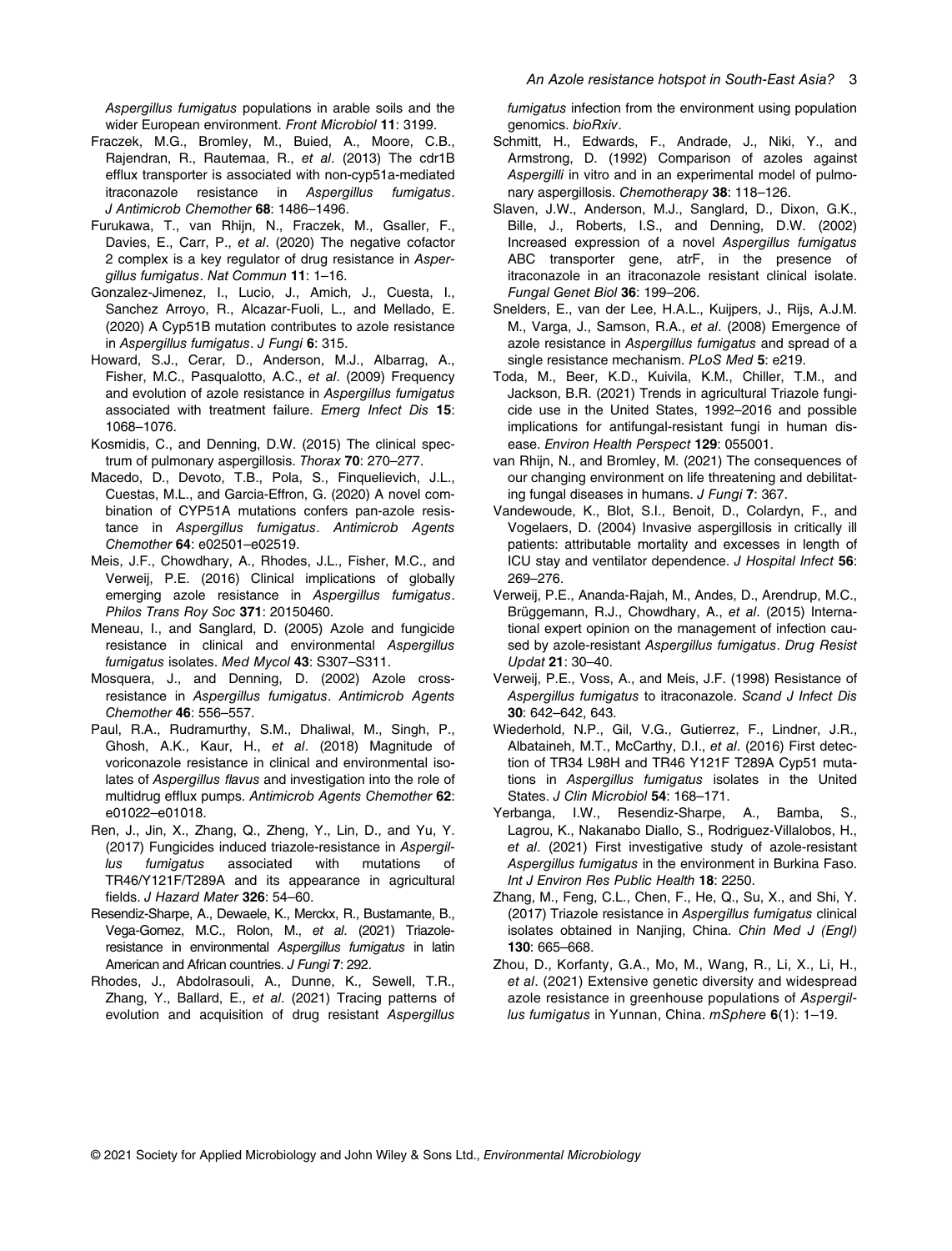*Aspergillus fumigatus* populations in arable soils and the wider European environment. *Front Microbiol* **11**: 3199.

Fraczek, M.G., Bromley, M., Buied, A., Moore, C.B., Rajendran, R., Rautemaa, R., *et al*. (2013) The cdr1B efflux transporter is associated with non-cyp51a-mediated itraconazole resistance in *Aspergillus fumigatus*. *J Antimicrob Chemother* **68**: 1486–1496.

Furukawa, T., van Rhijn, N., Fraczek, M., Gsaller, F., Davies, E., Carr, P., *et al*. (2020) The negative cofactor 2 complex is a key regulator of drug resistance in *Aspergillus fumigatus*. *Nat Commun* **11**: 1–16.

Gonzalez-Jimenez, I., Lucio, J., Amich, J., Cuesta, I., Sanchez Arroyo, R., Alcazar-Fuoli, L., and Mellado, E. (2020) A Cyp51B mutation contributes to azole resistance in *Aspergillus fumigatus*. *J Fungi* **6**: 315.

Howard, S.J., Cerar, D., Anderson, M.J., Albarrag, A., Fisher, M.C., Pasqualotto, A.C., *et al*. (2009) Frequency and evolution of azole resistance in *Aspergillus fumigatus* associated with treatment failure. *Emerg Infect Dis* **15**: 1068–1076.

Kosmidis, C., and Denning, D.W. (2015) The clinical spectrum of pulmonary aspergillosis. *Thorax* **70**: 270–277.

Macedo, D., Devoto, T.B., Pola, S., Finquelievich, J.L., Cuestas, M.L., and Garcia-Effron, G. (2020) A novel combination of CYP51A mutations confers pan-azole resistance in *Aspergillus fumigatus*. *Antimicrob Agents Chemother* **64**: e02501–e02519.

Meis, J.F., Chowdhary, A., Rhodes, J.L., Fisher, M.C., and Verweij, P.E. (2016) Clinical implications of globally emerging azole resistance in *Aspergillus fumigatus*. *Philos Trans Roy Soc* **371**: 20150460.

Meneau, I., and Sanglard, D. (2005) Azole and fungicide resistance in clinical and environmental *Aspergillus fumigatus* isolates. *Med Mycol* **43**: S307–S311.

Mosquera, J., and Denning, D. (2002) Azole cross-resistance in *Aspergillus fumigatus*. *Antimicrob Agents Chemother* **46**: 556–557.

Paul, R.A., Rudramurthy, S.M., Dhaliwal, M., Singh, P., Ghosh, A.K., Kaur, H., *et al*. (2018) Magnitude of voriconazole resistance in clinical and environmental isolates of *Aspergillus flavus* and investigation into the role of multidrug efflux pumps. *Antimicrob Agents Chemother* **62**: e01022–e01018.

Ren, J., Jin, X., Zhang, Q., Zheng, Y., Lin, D., and Yu, Y. (2017) Fungicides induced triazole-resistance in *Aspergillus fumigatus* associated with mutations of TR46/Y121F/T289A and its appearance in agricultural fields. *J Hazard Mater* **326**: 54–60.

Resendiz-Sharpe, A., Dewaele, K., Merckx, R., Bustamante, B., Vega-Gomez, M.C., Rolon, M., *et al*. (2021) Triazole-resistance in environmental *Aspergillus fumigatus* in latin American and African countries. *J Fungi* **7**: 292.

Rhodes, J., Abdolrasouli, A., Dunne, K., Sewell, T.R., Zhang, Y., Ballard, E., *et al*. (2021) Tracing patterns of evolution and acquisition of drug resistant *Aspergillus fumigatus* infection from the environment using population genomics. *bioRxiv*.

Schmitt, H., Edwards, F., Andrade, J., Niki, Y., and Armstrong, D. (1992) Comparison of azoles against *Aspergilli* in vitro and in an experimental model of pulmonary aspergillosis. *Chemotherapy* **38**: 118–126.

Slaven, J.W., Anderson, M.J., Sanglard, D., Dixon, G.K., Bille, J., Roberts, I.S., and Denning, D.W. (2002) Increased expression of a novel *Aspergillus fumigatus* ABC transporter gene, atrF, in the presence of itraconazole in an itraconazole resistant clinical isolate. *Fungal Genet Biol* **36**: 199–206.

Snelders, E., van der Lee, H.A.L., Kuijpers, J., Rijs, A.J.M. M., Varga, J., Samson, R.A., *et al*. (2008) Emergence of azole resistance in *Aspergillus fumigatus* and spread of a single resistance mechanism. *PLoS Med* **5**: e219.

Toda, M., Beer, K.D., Kuivila, K.M., Chiller, T.M., and Jackson, B.R. (2021) Trends in agricultural Triazole fungicide use in the United States, 1992–2016 and possible implications for antifungal-resistant fungi in human disease. *Environ Health Perspect* **129**: 055001.

van Rhijn, N., and Bromley, M. (2021) The consequences of our changing environment on life threatening and debilitating fungal diseases in humans. *J Fungi* **7**: 367.

Vandewoude, K., Blot, S.I., Benoit, D., Colardyn, F., and Vogelaers, D. (2004) Invasive aspergillosis in critically ill patients: attributable mortality and excesses in length of ICU stay and ventilator dependence. *J Hospital Infect* **56**: 269–276.

Verweij, P.E., Ananda-Rajah, M., Andes, D., Arendrup, M.C., Brüggemann, R.J., Chowdhary, A., *et al*. (2015) International expert opinion on the management of infection caused by azole-resistant *Aspergillus fumigatus*. *Drug Resist Updat* **21**: 30–40.

Verweij, P.E., Voss, A., and Meis, J.F. (1998) Resistance of *Aspergillus fumigatus* to itraconazole. *Scand J Infect Dis* **30**: 642–642, 643.

Wiederhold, N.P., Gil, V.G., Gutierrez, F., Lindner, J.R., Albataineh, M.T., McCarthy, D.I., *et al*. (2016) First detection of TR34 L98H and TR46 Y121F T289A Cyp51 mutations in *Aspergillus fumigatus* isolates in the United States. *J Clin Microbiol* **54**: 168–171.

Yerbanga, I.W., Resendiz-Sharpe, A., Bamba, S., Lagrou, K., Nakanabo Diallo, S., Rodriguez-Villalobos, H., *et al*. (2021) First investigative study of azole-resistant *Aspergillus fumigatus* in the environment in Burkina Faso. *Int J Environ Res Public Health* **18**: 2250.

Zhang, M., Feng, C.L., Chen, F., He, Q., Su, X., and Shi, Y. (2017) Triazole resistance in *Aspergillus fumigatus* clinical isolates obtained in Nanjing, China. *Chin Med J (Engl)* **130**: 665–668.

Zhou, D., Korfanty, G.A., Mo, M., Wang, R., Li, X., Li, H., *et al*. (2021) Extensive genetic diversity and widespread azole resistance in greenhouse populations of *Aspergillus fumigatus* in Yunnan, China. *mSphere* **6**(1): 1–19.